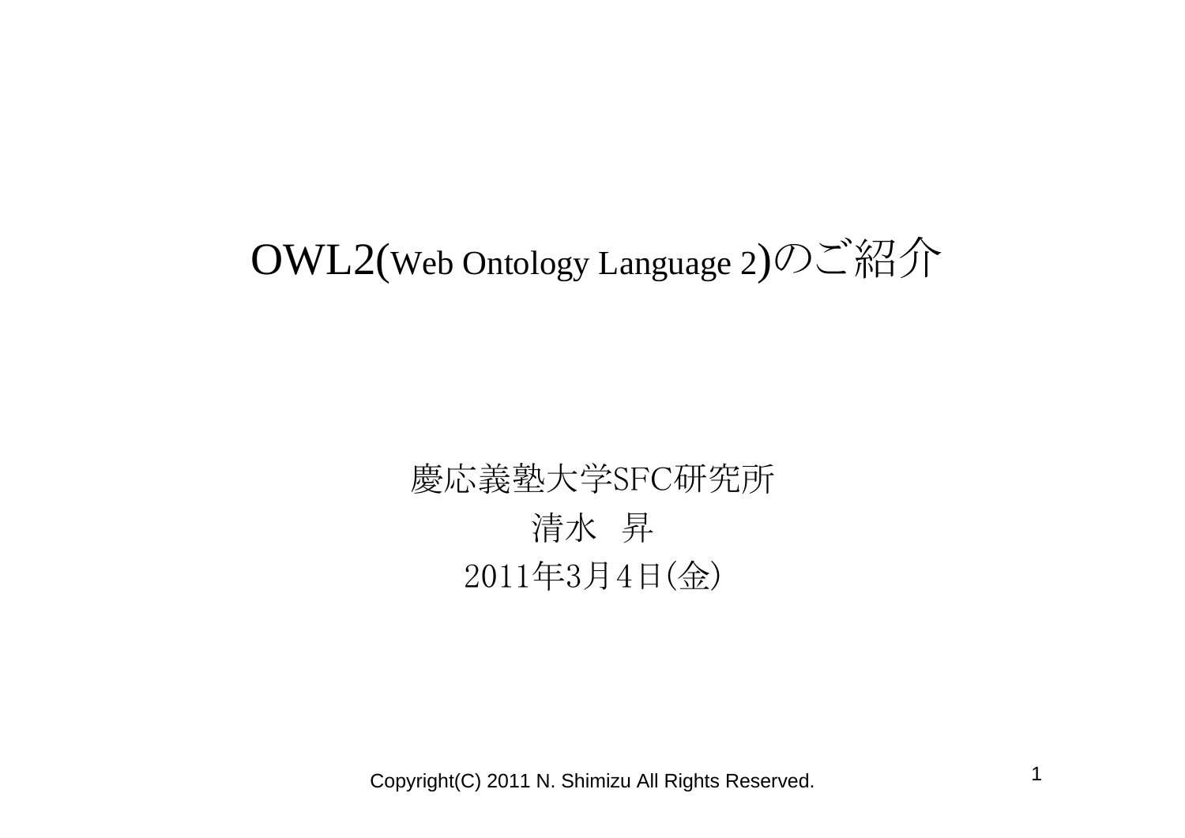# OWL2(Web Ontology Language 2)のご紹介

慶応義塾大学SFC研究所

清水　昇

2011年3月4日(金)

Copyright(C) 2011 N. Shimizu All Rights Reserved.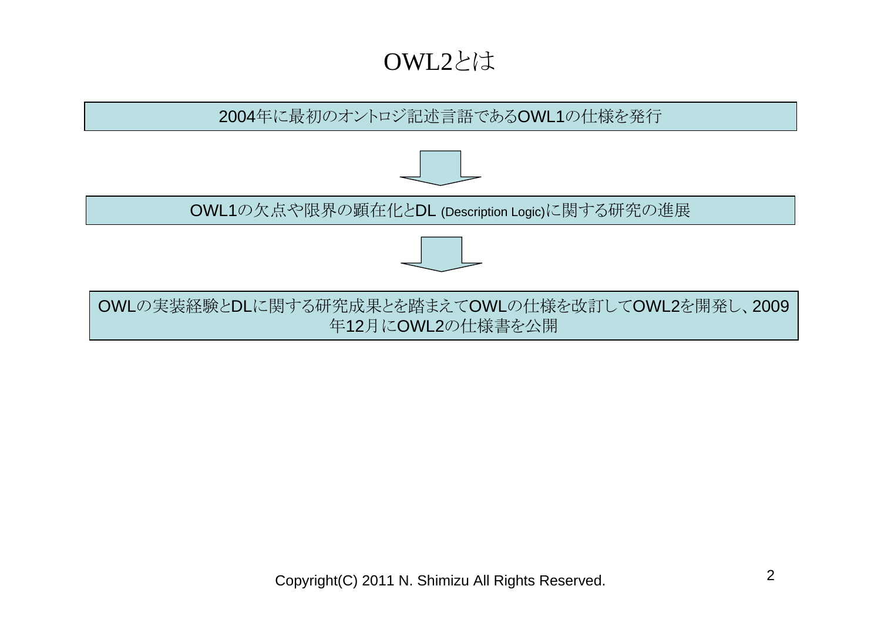# OWL2とは

2004年に最初のオントロジ記述言語であるOWL1の仕様を発行

↓

OWL1の欠点や限界の顕在化とDL (Description Logic)に関する研究の進展

↓

OWLの実装経験とDLに関する研究成果とを踏まえてOWLの仕様を改訂してOWL2を開発し、2009年12月にOWL2の仕様書を公開

Copyright(C) 2011 N. Shimizu All Rights Reserved.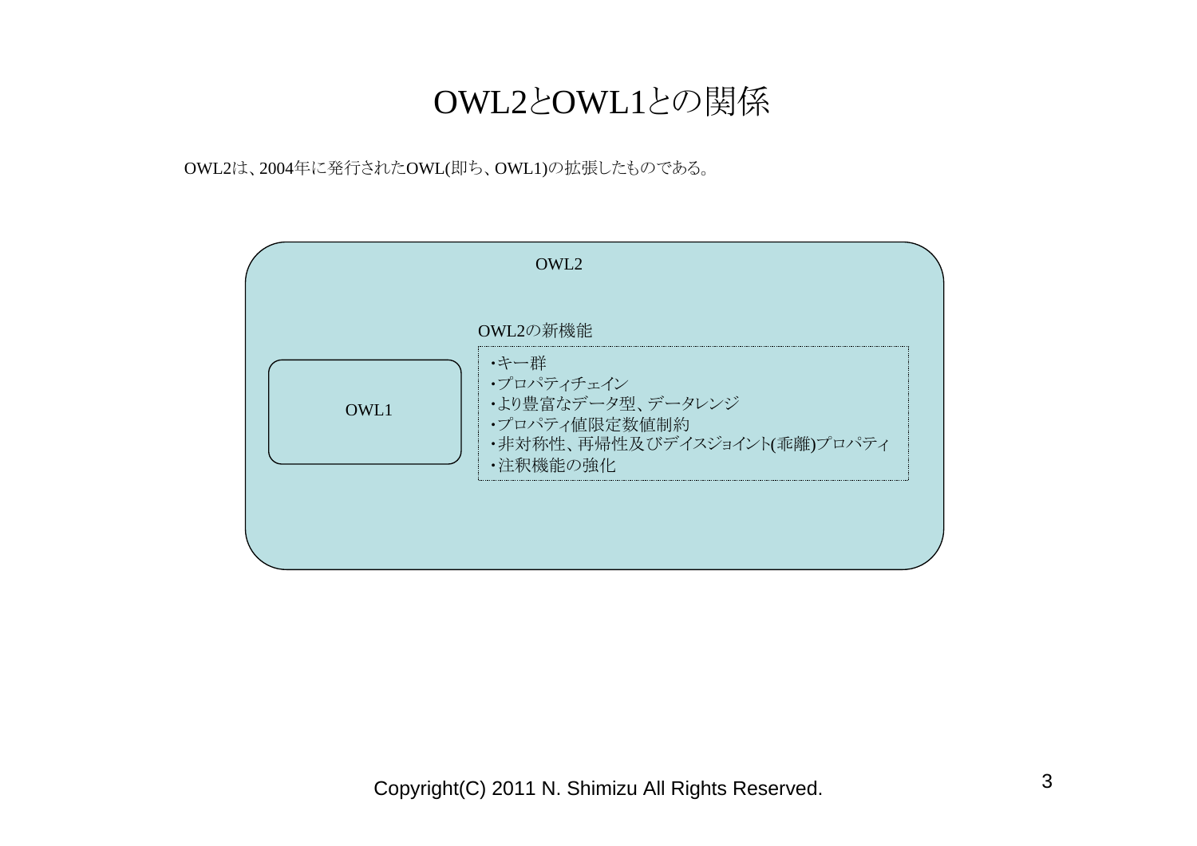# OWL2とOWL1との関係

OWL2は、2004年に発行されたOWL(即ち、OWL1)の拡張したものである。

OWL2

OWL1

OWL2の新機能

・キー群
・プロパティチェイン
・より豊富なデータ型、データレンジ
・プロパティ値限定数値制約
・非対称性、再帰性及びデイスジョイント(乖離)プロパティ
・注釈機能の強化

Copyright(C) 2011 N. Shimizu All Rights Reserved.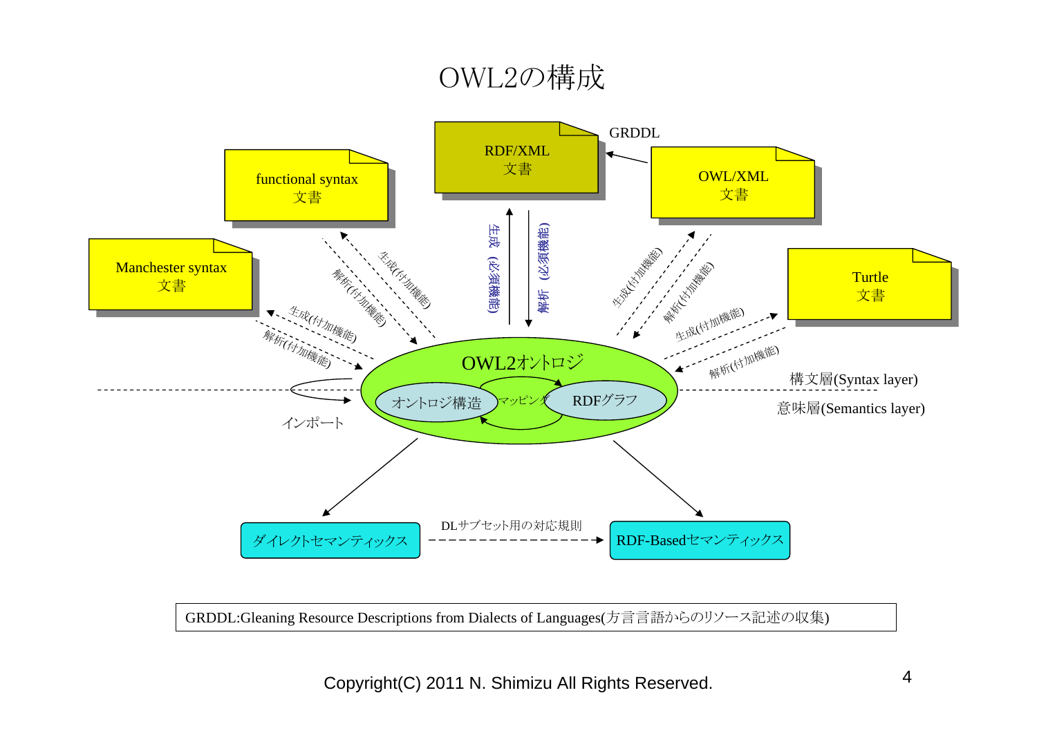# OWL2の構成

RDF/XML
文書

GRDDL

functional syntax
文書

OWL/XML
文書

Manchester syntax
文書

Turtle
文書

生成（必須機能）

解析（必須機能）

生成(付加機能)

解析(付加機能)

OWL2オントロジ

オントロジ構造

マッピング

RDFグラフ

インポート

構文層(Syntax layer)

意味層(Semantics layer)

ダイレクトセマンティックス

DLサブセット用の対応規則

RDF-Basedセマンティックス

GRDDL:Gleaning Resource Descriptions from Dialects of Languages(方言言語からのリソース記述の収集)

Copyright(C) 2011 N. Shimizu All Rights Reserved.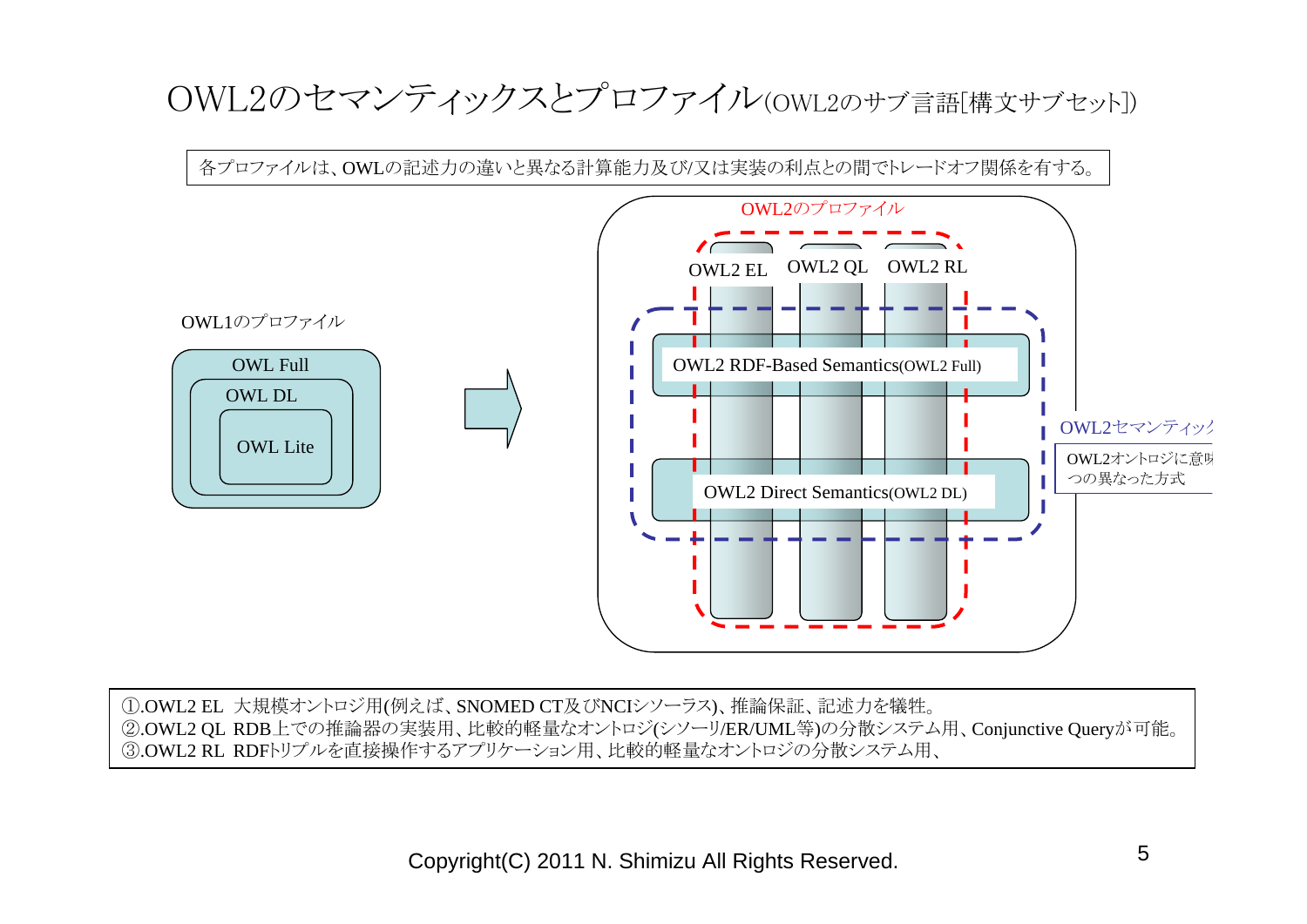# OWL2のセマンティックスとプロファイル(OWL2のサブ言語[構文サブセット])

各プロファイルは、OWLの記述力の違いと異なる計算能力及び/又は実装の利点との間でトレードオフ関係を有する。

OWL1のプロファイル

OWL Full

OWL DL

OWL Lite

OWL2のプロファイル

OWL2 EL

OWL2 QL

OWL2 RL

OWL2 RDF-Based Semantics(OWL2 Full)

OWL2 Direct Semantics(OWL2 DL)

OWL2セマンティック

OWL2オントロジに意味

つの異なった方式

①.OWL2 EL　大規模オントロジ用(例えば、SNOMED CT及びNCIシソーラス)、推論保証、記述力を犠牲。
②.OWL2 QL　RDB上での推論器の実装用、比較的軽量なオントロジ(シソーリ/ER/UML等)の分散システム用、Conjunctive Queryが可能。
③.OWL2 RL　RDFトリプルを直接操作するアプリケーション用、比較的軽量なオントロジの分散システム用、

Copyright(C) 2011 N. Shimizu All Rights Reserved.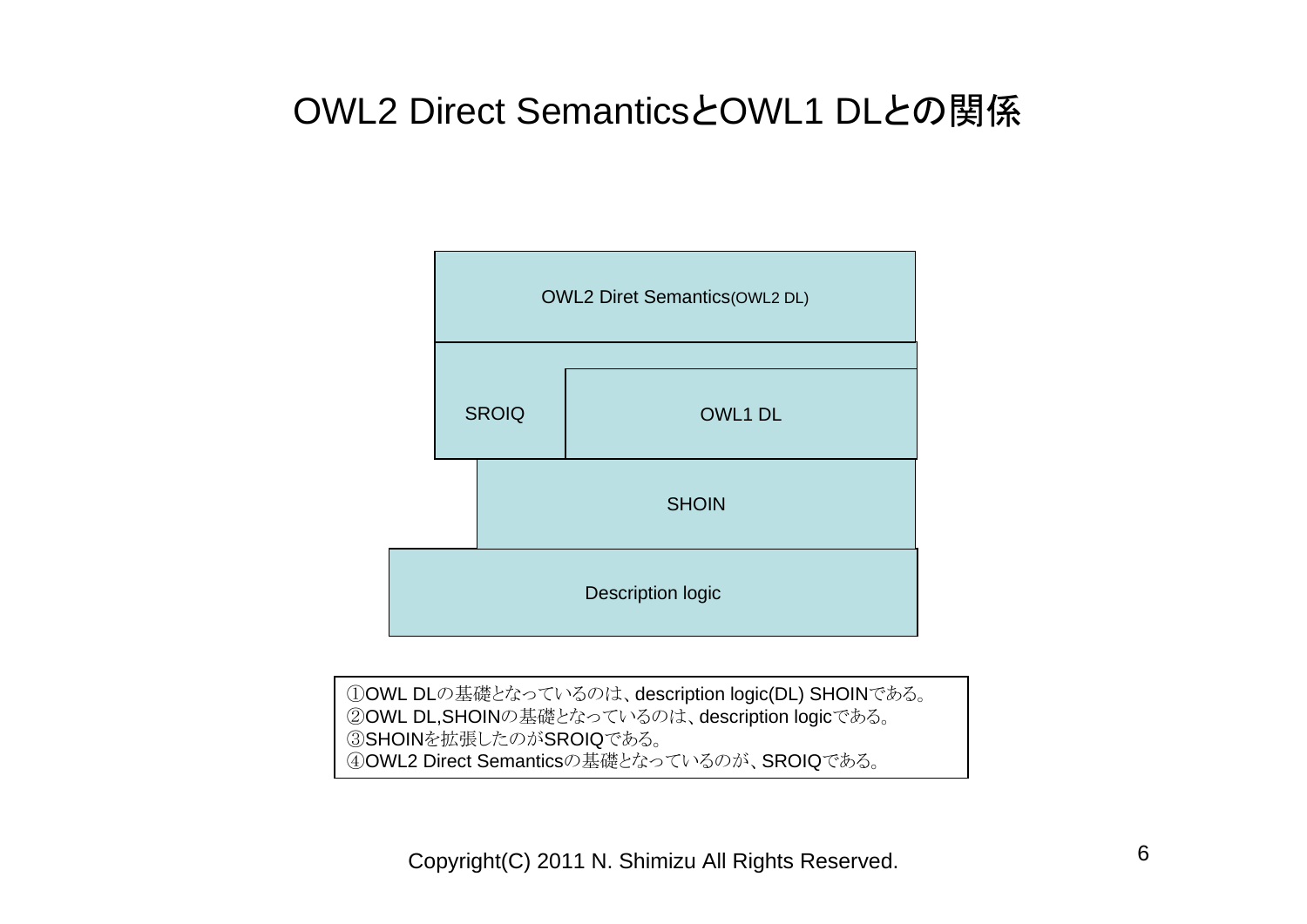# OWL2 Direct SemanticsとOWL1 DLとの関係

OWL2 Diret Semantics(OWL2 DL)

SROIQ

OWL1 DL

SHOIN

Description logic

①OWL DLの基礎となっているのは、description logic(DL) SHOINである。
②OWL DL,SHOINの基礎となっているのは、description logicである。
③SHOINを拡張したのがSROIQである。
④OWL2 Direct Semanticsの基礎となっているのが、SROIQである。

Copyright(C) 2011 N. Shimizu All Rights Reserved.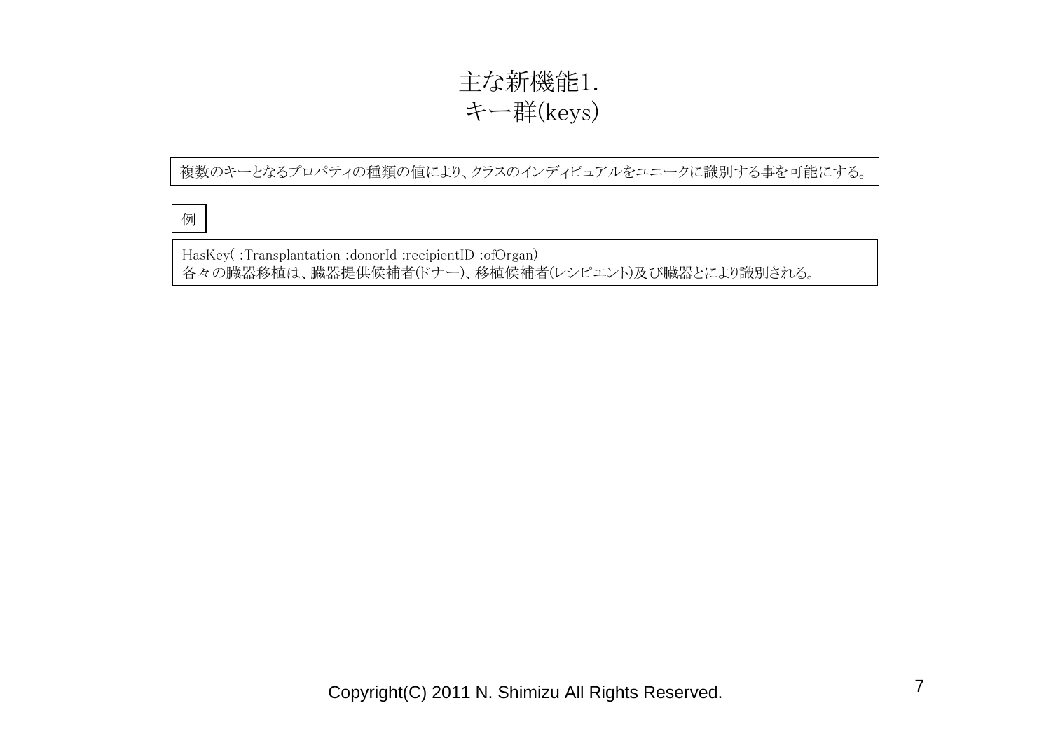# 主な新機能1.
# キー群(keys)

複数のキーとなるプロパティの種類の値により、クラスのインディビュアルをユニークに識別する事を可能にする。

例

HasKey( :Transplantation :donorId :recipientID :ofOrgan)
各々の臓器移植は、臓器提供候補者(ドナー)、移植候補者(レシピエント)及び臓器とにより識別される。

Copyright(C) 2011 N. Shimizu All Rights Reserved.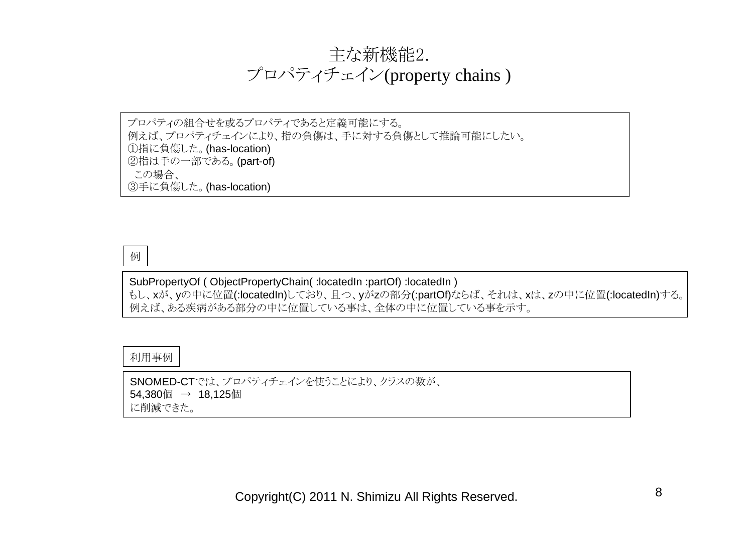# 主な新機能2.
# プロパティチェイン(property chains )

プロパティの組合せを或るプロパティであると定義可能にする。
例えば、プロパティチェインにより、指の負傷は、手に対する負傷として推論可能にしたい。
①指に負傷した。(has-location)
②指は手の一部である。(part-of)
　この場合、
③手に負傷した。(has-location)

例

SubPropertyOf ( ObjectPropertyChain( :locatedIn :partOf) :locatedIn )
もし、xが、yの中に位置(:locatedIn)しており、且つ、yがzの部分(:partOf)ならば、それは、xは、zの中に位置(:locatedIn)する。
例えば、ある疾病がある部分の中に位置している事は、全体の中に位置している事を示す。

利用事例

SNOMED-CTでは、プロパティチェインを使うことにより、クラスの数が、
54,380個 → 18,125個
に削減できた。

Copyright(C) 2011 N. Shimizu All Rights Reserved.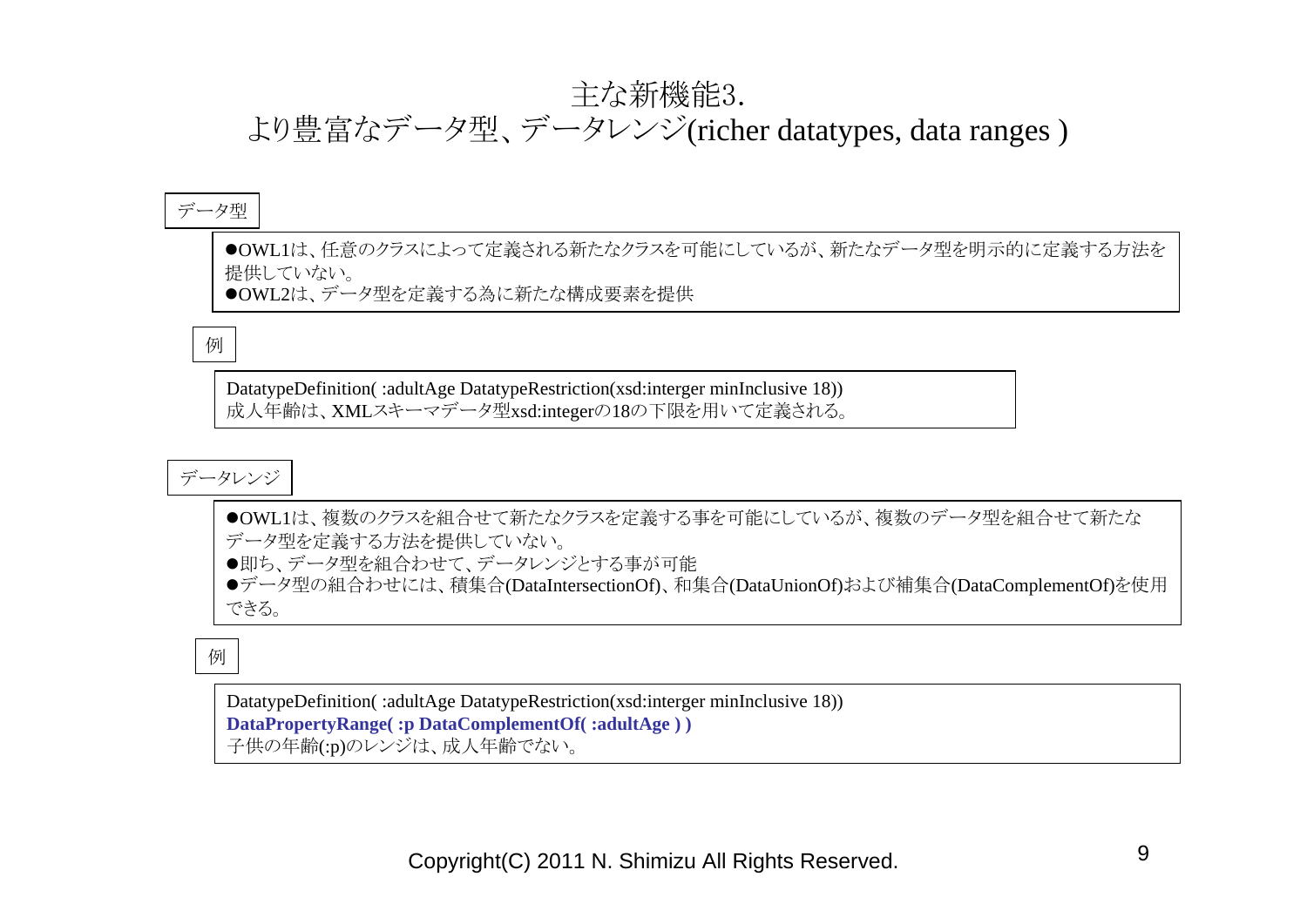# 主な新機能3.
# より豊富なデータ型、データレンジ(richer datatypes, data ranges )

## データ型

- OWL1は、任意のクラスによって定義される新たなクラスを可能にしているが、新たなデータ型を明示的に定義する方法を提供していない。
- OWL2は、データ型を定義する為に新たな構成要素を提供

### 例

DatatypeDefinition( :adultAge DatatypeRestriction(xsd:interger minInclusive 18))
成人年齢は、XMLスキーマデータ型xsd:integerの18の下限を用いて定義される。

## データレンジ

- OWL1は、複数のクラスを組合せて新たなクラスを定義する事を可能にしているが、複数のデータ型を組合せて新たなデータ型を定義する方法を提供していない。
- 即ち、データ型を組合わせて、データレンジとする事が可能
- データ型の組合わせには、積集合(DataIntersectionOf)、和集合(DataUnionOf)および補集合(DataComplementOf)を使用できる。

### 例

DatatypeDefinition( :adultAge DatatypeRestriction(xsd:interger minInclusive 18))
**DataPropertyRange( :p DataComplementOf( :adultAge ) )**
子供の年齢(:p)のレンジは、成人年齢でない。

Copyright(C) 2011 N. Shimizu All Rights Reserved.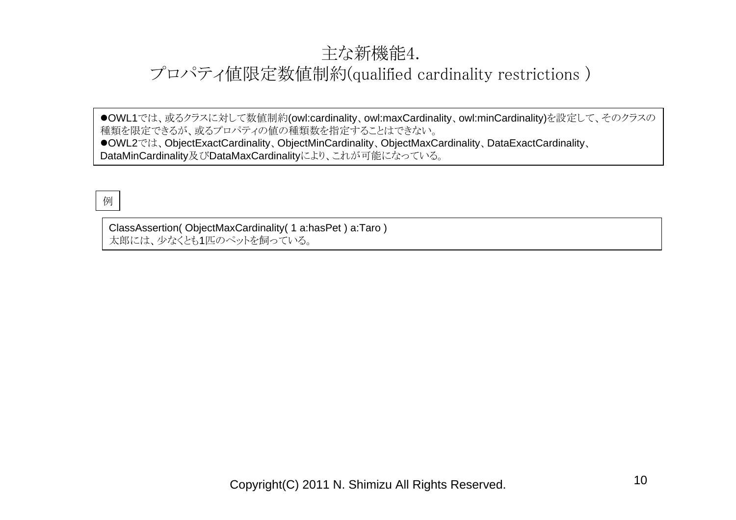# 主な新機能4.
# プロパティ値限定数値制約(qualified cardinality restrictions )

●OWL1では、或るクラスに対して数値制約(owl:cardinality、owl:maxCardinality、owl:minCardinality)を設定して、そのクラスの種類を限定できるが、或るプロパティの値の種類数を指定することはできない。
●OWL2では、ObjectExactCardinality、ObjectMinCardinality、ObjectMaxCardinality、DataExactCardinality、DataMinCardinality及びDataMaxCardinalityにより、これが可能になっている。

例

ClassAssertion( ObjectMaxCardinality( 1 a:hasPet ) a:Taro )
太郎には、少なくとも1匹のペットを飼っている。

Copyright(C) 2011 N. Shimizu All Rights Reserved.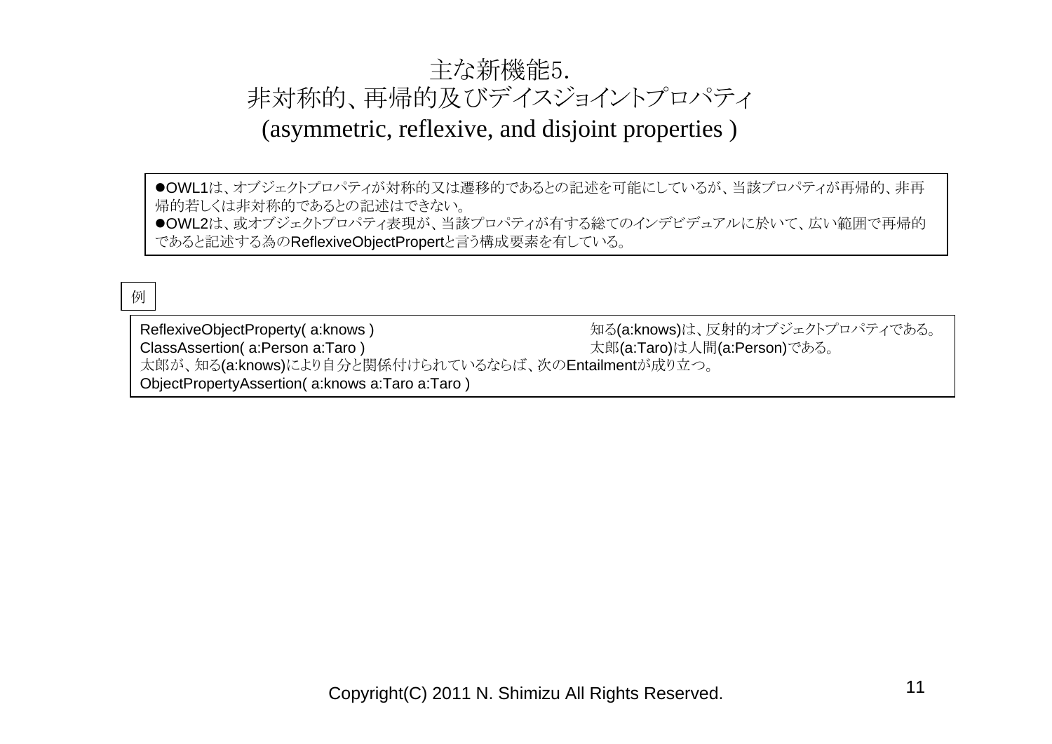# 主な新機能5.
# 非対称的、再帰的及びデイスジョイントプロパティ
# (asymmetric, reflexive, and disjoint properties )

- OWL1は、オブジェクトプロパティが対称的又は遷移的であるとの記述を可能にしているが、当該プロパティが再帰的、非再帰的若しくは非対称的であるとの記述はできない。
- OWL2は、或オブジェクトプロパティ表現が、当該プロパティが有する総てのインデビデュアルに於いて、広い範囲で再帰的であると記述する為のReflexiveObjectPropertと言う構成要素を有している。

例

| | |
|---|---|
| ReflexiveObjectProperty( a:knows ) | 知る(a:knows)は、反射的オブジェクトプロパティである。 |
| ClassAssertion( a:Person a:Taro ) | 太郎(a:Taro)は人間(a:Person)である。 |

太郎が、知る(a:knows)により自分と関係付けられているならば、次のEntailmentが成り立つ。

ObjectPropertyAssertion( a:knows a:Taro a:Taro )

Copyright(C) 2011 N. Shimizu All Rights Reserved.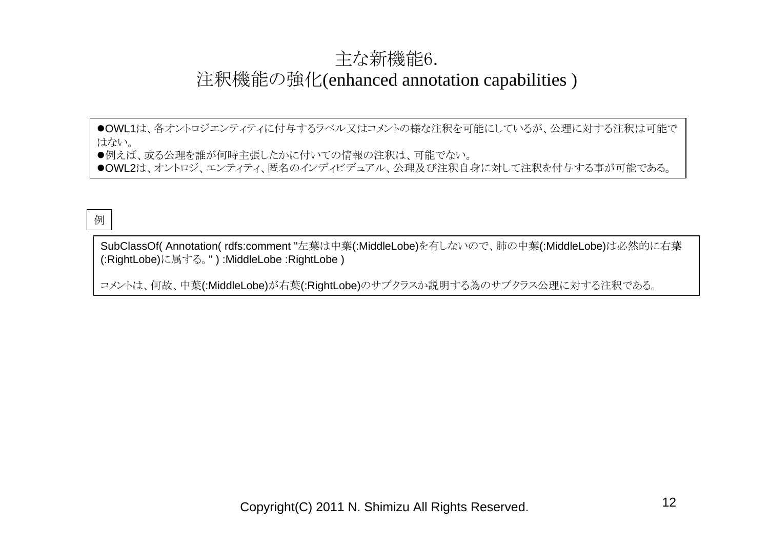# 主な新機能6.
# 注釈機能の強化(enhanced annotation capabilities )

- OWL1は、各オントロジエンティティに付与するラベル又はコメントの様な注釈を可能にしているが、公理に対する注釈は可能ではない。
- 例えば、或る公理を誰が何時主張したかに付いての情報の注釈は、可能でない。
- OWL2は、オントロジ、エンティティ、匿名のインディビデュアル、公理及び注釈自身に対して注釈を付与する事が可能である。

例

SubClassOf( Annotation( rdfs:comment "左葉は中葉(:MiddleLobe)を有しないので、肺の中葉(:MiddleLobe)は必然的に右葉(:RightLobe)に属する。" ) :MiddleLobe :RightLobe )

コメントは、何故、中葉(:MiddleLobe)が右葉(:RightLobe)のサブクラスか説明する為のサブクラス公理に対する注釈である。

Copyright(C) 2011 N. Shimizu All Rights Reserved.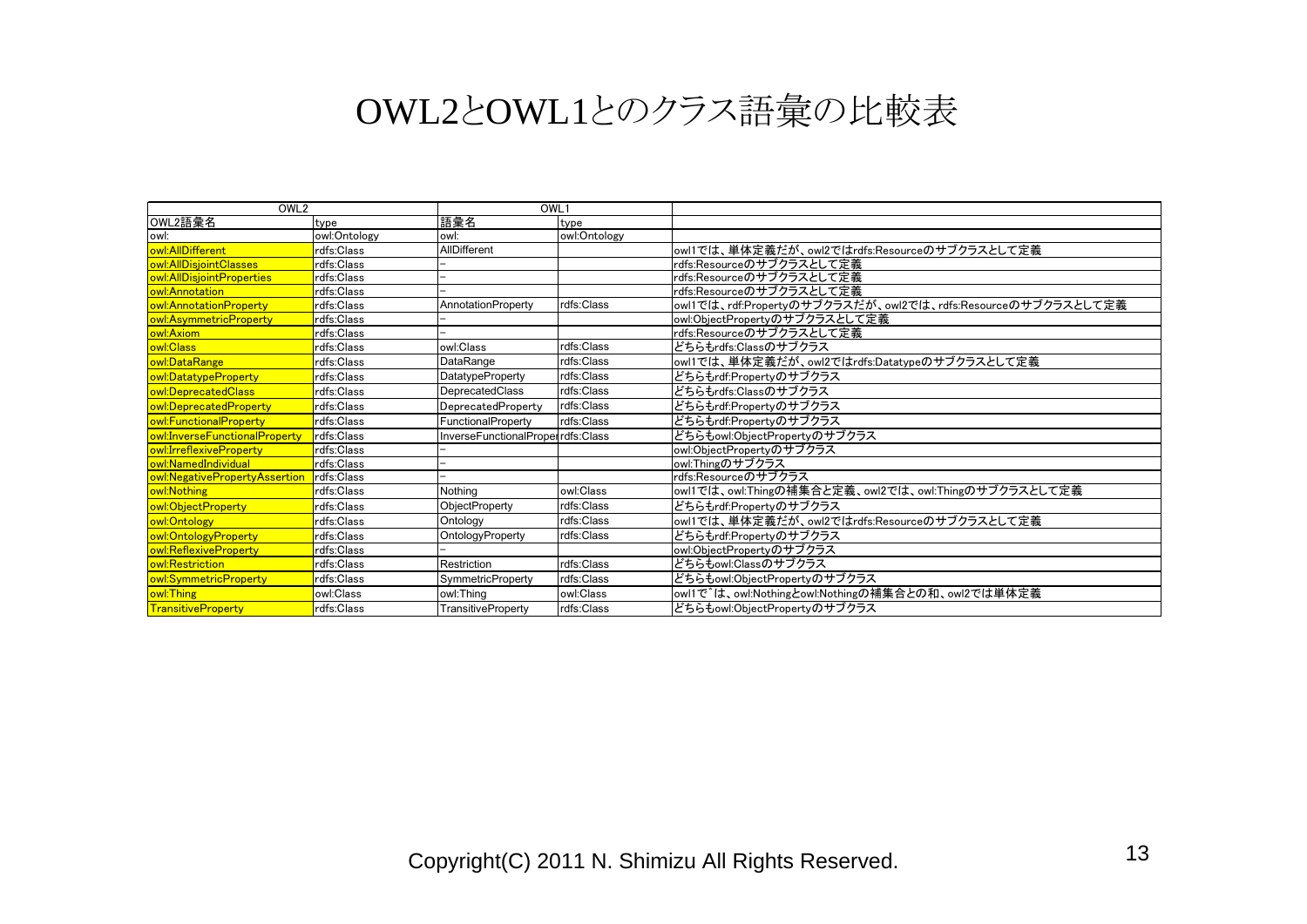# OWL2とOWL1とのクラス語彙の比較表

| OWL2 | | OWL1 | | |
|---|---|---|---|---|
| OWL2語彙名 | type | 語彙名 | type | |
| owl: | owl:Ontology | owl: | owl:Ontology | |
| owl:AllDifferent | rdfs:Class | AllDifferent | | owl1では、単体定義だが、owl2ではrdfs:Resourceのサブクラスとして定義 |
| owl:AllDisjointClasses | rdfs:Class | – | | rdfs:Resourceのサブクラスとして定義 |
| owl:AllDisjointProperties | rdfs:Class | – | | rdfs:Resourceのサブクラスとして定義 |
| owl:Annotation | rdfs:Class | – | | rdfs:Resourceのサブクラスとして定義 |
| owl:AnnotationProperty | rdfs:Class | AnnotationProperty | rdfs:Class | owl1では、rdf:Propertyのサブクラスだが、owl2では、rdfs:Resourceのサブクラスとして定義 |
| owl:AsymmetricProperty | rdfs:Class | – | | owl:ObjectPropertyのサブクラスとして定義 |
| owl:Axiom | rdfs:Class | – | | rdfs:Resourceのサブクラスとして定義 |
| owl:Class | rdfs:Class | owl:Class | rdfs:Class | どちらもrdfs:Classのサブクラス |
| owl:DataRange | rdfs:Class | DataRange | rdfs:Class | owl1では、単体定義だが、owl2ではrdfs:Datatypeのサブクラスとして定義 |
| owl:DatatypeProperty | rdfs:Class | DatatypeProperty | rdfs:Class | どちらもrdf:Propertyのサブクラス |
| owl:DeprecatedClass | rdfs:Class | DeprecatedClass | rdfs:Class | どちらもrdfs:Classのサブクラス |
| owl:DeprecatedProperty | rdfs:Class | DeprecatedProperty | rdfs:Class | どちらもrdf:Propertyのサブクラス |
| owl:FunctionalProperty | rdfs:Class | FunctionalProperty | rdfs:Class | どちらもrdf:Propertyのサブクラス |
| owl:InverseFunctionalProperty | rdfs:Class | InverseFunctionalProper | rdfs:Class | どちらもowl:ObjectPropertyのサブクラス |
| owl:IrreflexiveProperty | rdfs:Class | – | | owl:ObjectPropertyのサブクラス |
| owl:NamedIndividual | rdfs:Class | – | | owl:Thingのサブクラス |
| owl:NegativePropertyAssertion | rdfs:Class | – | | rdfs:Resourceのサブクラス |
| owl:Nothing | rdfs:Class | Nothing | owl:Class | owl1では、owl:Thingの補集合と定義、owl2では、owl:Thingのサブクラスとして定義 |
| owl:ObjectProperty | rdfs:Class | ObjectProperty | rdfs:Class | どちらもrdf:Propertyのサブクラス |
| owl:Ontology | rdfs:Class | Ontology | rdfs:Class | owl1では、単体定義だが、owl2ではrdfs:Resourceのサブクラスとして定義 |
| owl:OntologyProperty | rdfs:Class | OntologyProperty | rdfs:Class | どちらもrdf:Propertyのサブクラス |
| owl:ReflexiveProperty | rdfs:Class | – | | owl:ObjectPropertyのサブクラス |
| owl:Restriction | rdfs:Class | Restriction | rdfs:Class | どちらもowl:Classのサブクラス |
| owl:SymmetricProperty | rdfs:Class | SymmetricProperty | rdfs:Class | どちらもowl:ObjectPropertyのサブクラス |
| owl:Thing | owl:Class | owl:Thing | owl:Class | owl1で゛は、owl:Nothingとowl:Nothingの補集合との和、owl2では単体定義 |
| TransitiveProperty | rdfs:Class | TransitiveProperty | rdfs:Class | どちらもowl:ObjectPropertyのサブクラス |

Copyright(C) 2011 N. Shimizu All Rights Reserved.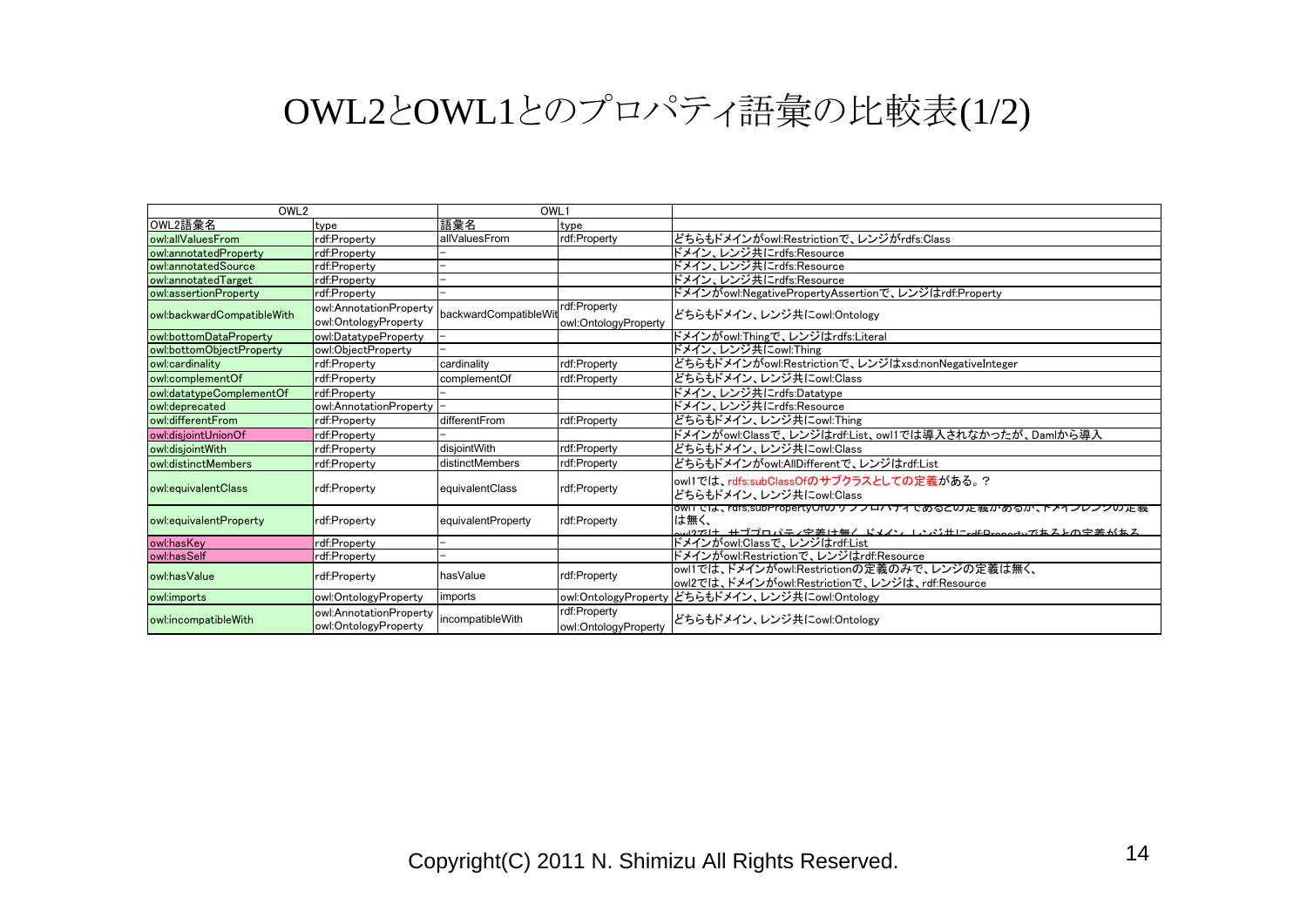# OWL2とOWL1とのプロパティ語彙の比較表(1/2)

| OWL2 | | OWL1 | | |
|---|---|---|---|---|
| OWL2語彙名 | type | 語彙名 | type | |
| owl:allValuesFrom | rdf:Property | allValuesFrom | rdf:Property | どちらもドメインがowl:Restrictionで、レンジがrdfs:Class |
| owl:annotatedProperty | rdf:Property | – | | ドメイン、レンジ共にrdfs:Resource |
| owl:annotatedSource | rdf:Property | – | | ドメイン、レンジ共にrdfs:Resource |
| owl:annotatedTarget | rdf:Property | – | | ドメイン、レンジ共にrdfs:Resource |
| owl:assertionProperty | rdf:Property | – | | ドメインがowl:NegativePropertyAssertionで、レンジはrdf:Property |
| owl:backwardCompatibleWith | owl:AnnotationProperty owl:OntologyProperty | backwardCompatibleWit | rdf:Property owl:OntologyProperty | どちらもドメイン、レンジ共にowl:Ontology |
| owl:bottomDataProperty | owl:DatatypeProperty | – | | ドメインがowl:Thingで、レンジはrdfs:Literal |
| owl:bottomObjectProperty | owl:ObjectProperty | – | | ドメイン、レンジ共にowl:Thing |
| owl:cardinality | rdf:Property | cardinality | rdf:Property | どちらもドメインがowl:Restrictionで、レンジはxsd:nonNegativeInteger |
| owl:complementOf | rdf:Property | complementOf | rdf:Property | どちらもドメイン、レンジ共にowl:Class |
| owl:datatypeComplementOf | rdf:Property | – | | ドメイン、レンジ共にrdfs:Datatype |
| owl:deprecated | owl:AnnotationProperty | – | | ドメイン、レンジ共にrdfs:Resource |
| owl:differentFrom | rdf:Property | differentFrom | rdf:Property | どちらもドメイン、レンジ共にowl:Thing |
| owl:disjointUnionOf | rdf:Property | – | | ドメインがowl:Classで、レンジはrdf:List、owl1では導入されなかったが、Damlから導入 |
| owl:disjointWith | rdf:Property | disjointWith | rdf:Property | どちらもドメイン、レンジ共にowl:Class |
| owl:distinctMembers | rdf:Property | distinctMembers | rdf:Property | どちらもドメインがowl:AllDifferentで、レンジはrdf:List |
| owl:equivalentClass | rdf:Property | equivalentClass | rdf:Property | owl1では、rdfs:subClassOfのサブクラスとしての定義がある。? どちらもドメイン、レンジ共にowl:Class |
| owl:equivalentProperty | rdf:Property | equivalentProperty | rdf:Property | owl1では、rdfs:subPropertyOfのサブプロパティであるとの定義があるが、ドメインレンジの定義は無く、owl2では、サブプロパティ定義は無く、ドメイン、レンジ共にrdf:Propertyであるとの定義がある |
| owl:hasKey | rdf:Property | – | | ドメインがowl:Classで、レンジはrdf:List |
| owl:hasSelf | rdf:Property | – | | ドメインがowl:Restrictionで、レンジはrdf:Resource |
| owl:hasValue | rdf:Property | hasValue | rdf:Property | owl1では、ドメインがowl:Restrictionの定義のみで、レンジの定義は無く、owl2では、ドメインがowl:Restrictionで、レンジは、rdf:Resource |
| owl:imports | owl:OntologyProperty | imports | owl:OntologyProperty | どちらもドメイン、レンジ共にowl:Ontology |
| owl:incompatibleWith | owl:AnnotationProperty owl:OntologyProperty | incompatibleWith | rdf:Property owl:OntologyProperty | どちらもドメイン、レンジ共にowl:Ontology |

Copyright(C) 2011 N. Shimizu All Rights Reserved.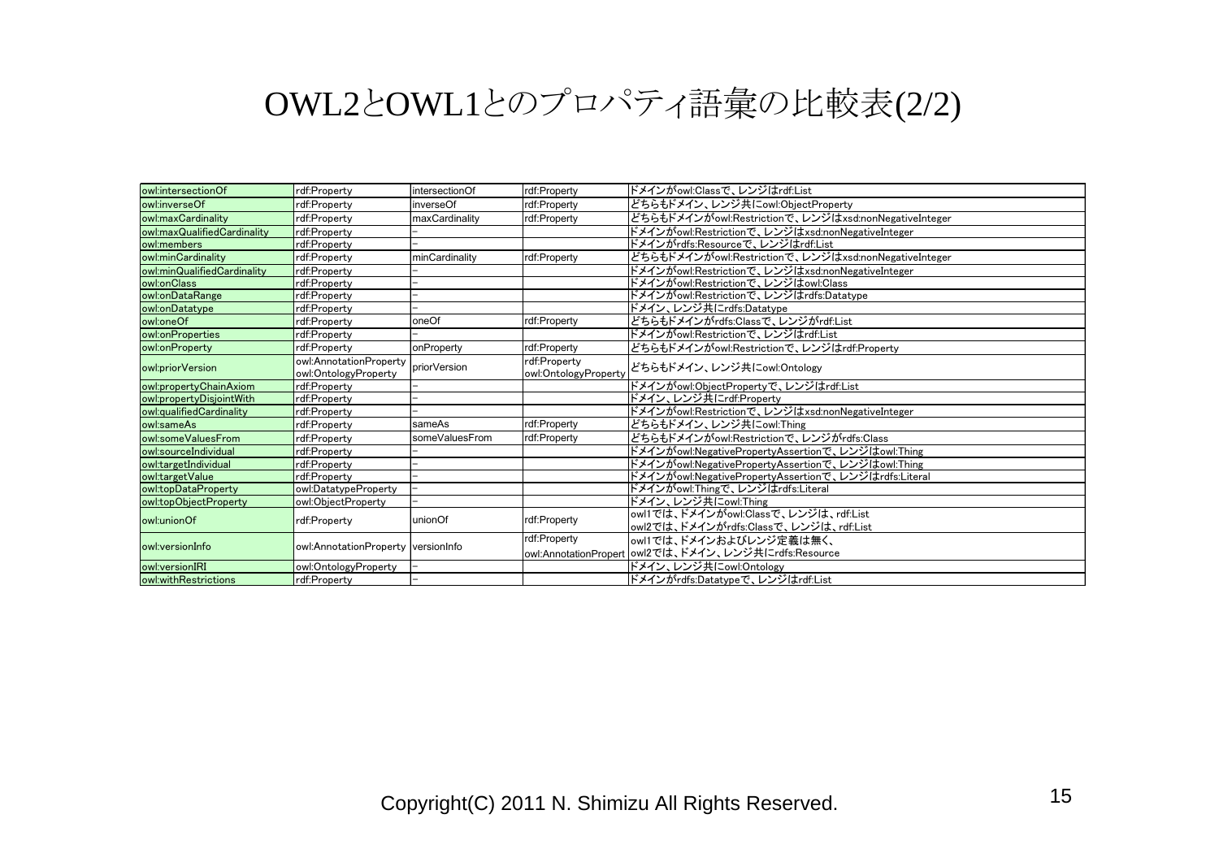# OWL2とOWL1とのプロパティ語彙の比較表(2/2)

| | | | | |
|---|---|---|---|---|
| owl:intersectionOf | rdf:Property | intersectionOf | rdf:Property | ドメインがowl:Classで、レンジはrdf:List |
| owl:inverseOf | rdf:Property | inverseOf | rdf:Property | どちらもドメイン、レンジ共にowl:ObjectProperty |
| owl:maxCardinality | rdf:Property | maxCardinality | rdf:Property | どちらもドメインがowl:Restrictionで、レンジはxsd:nonNegativeInteger |
| owl:maxQualifiedCardinality | rdf:Property | – | | ドメインがowl:Restrictionで、レンジはxsd:nonNegativeInteger |
| owl:members | rdf:Property | – | | ドメインがrdfs:Resourceで、レンジはrdf:List |
| owl:minCardinality | rdf:Property | minCardinality | rdf:Property | どちらもドメインがowl:Restrictionで、レンジはxsd:nonNegativeInteger |
| owl:minQualifiedCardinality | rdf:Property | – | | ドメインがowl:Restrictionで、レンジはxsd:nonNegativeInteger |
| owl:onClass | rdf:Property | – | | ドメインがowl:Restrictionで、レンジはowl:Class |
| owl:onDataRange | rdf:Property | – | | ドメインがowl:Restrictionで、レンジはrdfs:Datatype |
| owl:onDatatype | rdf:Property | – | | ドメイン、レンジ共にrdfs:Datatype |
| owl:oneOf | rdf:Property | oneOf | rdf:Property | どちらもドメインがrdfs:Classで、レンジがrdf:List |
| owl:onProperties | rdf:Property | – | | ドメインがowl:Restrictionで、レンジはrdf:List |
| owl:onProperty | rdf:Property | onProperty | rdf:Property | どちらもドメインがowl:Restrictionで、レンジはrdf:Property |
| owl:priorVersion | owl:AnnotationProperty owl:OntologyProperty | priorVersion | rdf:Property owl:OntologyProperty | どちらもドメイン、レンジ共にowl:Ontology |
| owl:propertyChainAxiom | rdf:Property | – | | ドメインがowl:ObjectPropertyで、レンジはrdf:List |
| owl:propertyDisjointWith | rdf:Property | – | | ドメイン、レンジ共にrdf:Property |
| owl:qualifiedCardinality | rdf:Property | – | | ドメインがowl:Restrictionで、レンジはxsd:nonNegativeInteger |
| owl:sameAs | rdf:Property | sameAs | rdf:Property | どちらもドメイン、レンジ共にowl:Thing |
| owl:someValuesFrom | rdf:Property | someValuesFrom | rdf:Property | どちらもドメインがowl:Restrictionで、レンジがrdfs:Class |
| owl:sourceIndividual | rdf:Property | – | | ドメインがowl:NegativePropertyAssertionで、レンジはowl:Thing |
| owl:targetIndividual | rdf:Property | – | | ドメインがowl:NegativePropertyAssertionで、レンジはowl:Thing |
| owl:targetValue | rdf:Property | – | | ドメインがowl:NegativePropertyAssertionで、レンジはrdfs:Literal |
| owl:topDataProperty | owl:DatatypeProperty | – | | ドメインがowl:Thingで、レンジはrdfs:Literal |
| owl:topObjectProperty | owl:ObjectProperty | – | | ドメイン、レンジ共にowl:Thing |
| owl:unionOf | rdf:Property | unionOf | rdf:Property | owl1では、ドメインがowl:Classで、レンジは、rdf:List owl2では、ドメインがrdfs:Classで、レンジは、rdf:List |
| owl:versionInfo | owl:AnnotationProperty | versionInfo | rdf:Property owl:AnnotationPropert | owl1では、ドメインおよびレンジ定義は無く、 owl2では、ドメイン、レンジ共にrdfs:Resource |
| owl:versionIRI | owl:OntologyProperty | – | | ドメイン、レンジ共にowl:Ontology |
| owl:withRestrictions | rdf:Property | – | | ドメインがrdfs:Datatypeで、レンジはrdf:List |

Copyright(C) 2011 N. Shimizu All Rights Reserved.